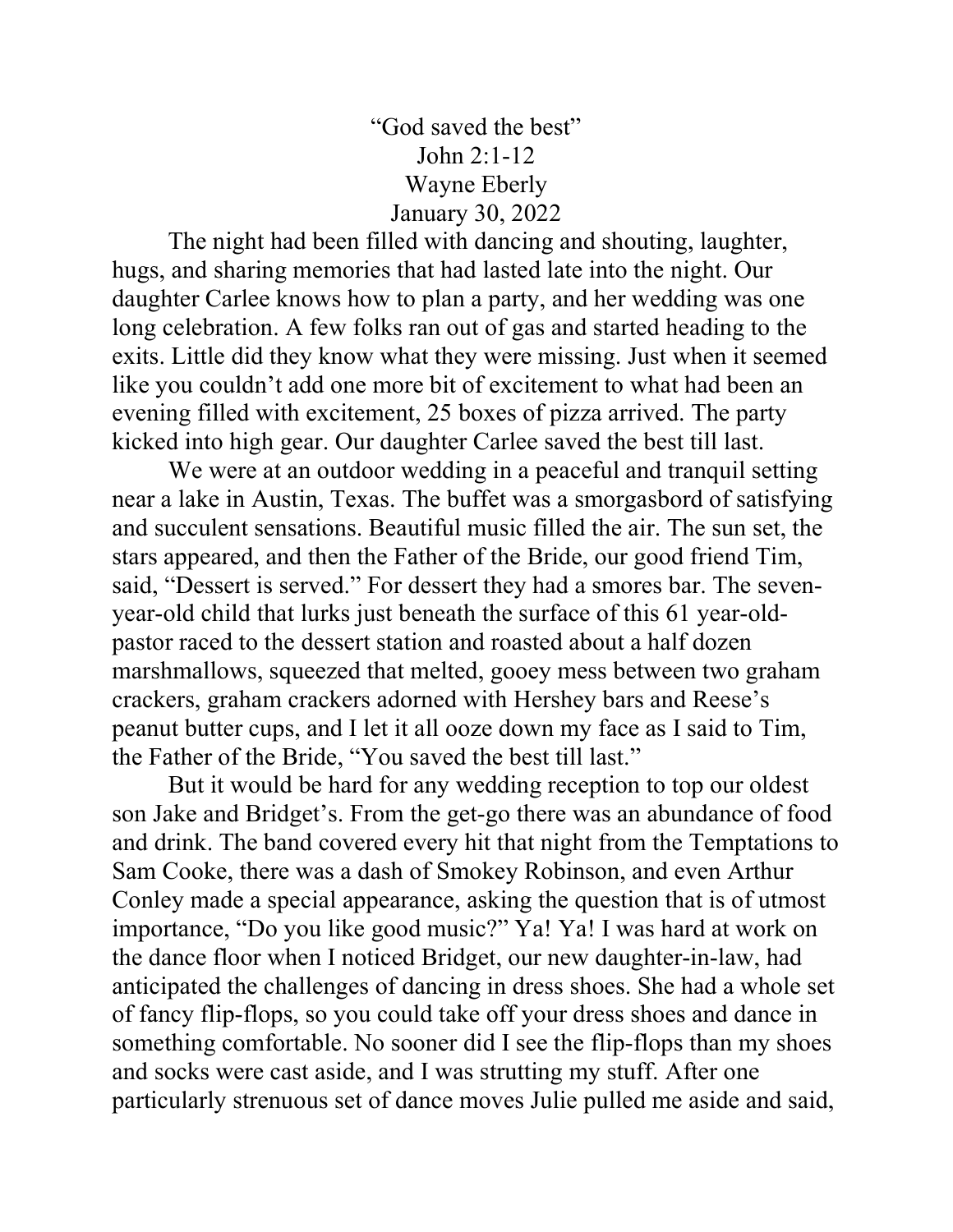# "God saved the best"

John 2:1-12

Wayne Eberly

January 30, 2022

The night had been filled with dancing and shouting, laughter, hugs, and sharing memories that had lasted late into the night. Our daughter Carlee knows how to plan a party, and her wedding was one long celebration. A few folks ran out of gas and started heading to the exits. Little did they know what they were missing. Just when it seemed like you couldn't add one more bit of excitement to what had been an evening filled with excitement, 25 boxes of pizza arrived. The party kicked into high gear. Our daughter Carlee saved the best till last.

We were at an outdoor wedding in a peaceful and tranquil setting near a lake in Austin, Texas. The buffet was a smorgasbord of satisfying and succulent sensations. Beautiful music filled the air. The sun set, the stars appeared, and then the Father of the Bride, our good friend Tim, said, "Dessert is served." For dessert they had a smores bar. The seven-year-old child that lurks just beneath the surface of this 61 year-old-pastor raced to the dessert station and roasted about a half dozen marshmallows, squeezed that melted, gooey mess between two graham crackers, graham crackers adorned with Hershey bars and Reese's peanut butter cups, and I let it all ooze down my face as I said to Tim, the Father of the Bride, "You saved the best till last."

But it would be hard for any wedding reception to top our oldest son Jake and Bridget's. From the get-go there was an abundance of food and drink. The band covered every hit that night from the Temptations to Sam Cooke, there was a dash of Smokey Robinson, and even Arthur Conley made a special appearance, asking the question that is of utmost importance, "Do you like good music?" Ya! Ya! I was hard at work on the dance floor when I noticed Bridget, our new daughter-in-law, had anticipated the challenges of dancing in dress shoes. She had a whole set of fancy flip-flops, so you could take off your dress shoes and dance in something comfortable. No sooner did I see the flip-flops than my shoes and socks were cast aside, and I was strutting my stuff. After one particularly strenuous set of dance moves Julie pulled me aside and said,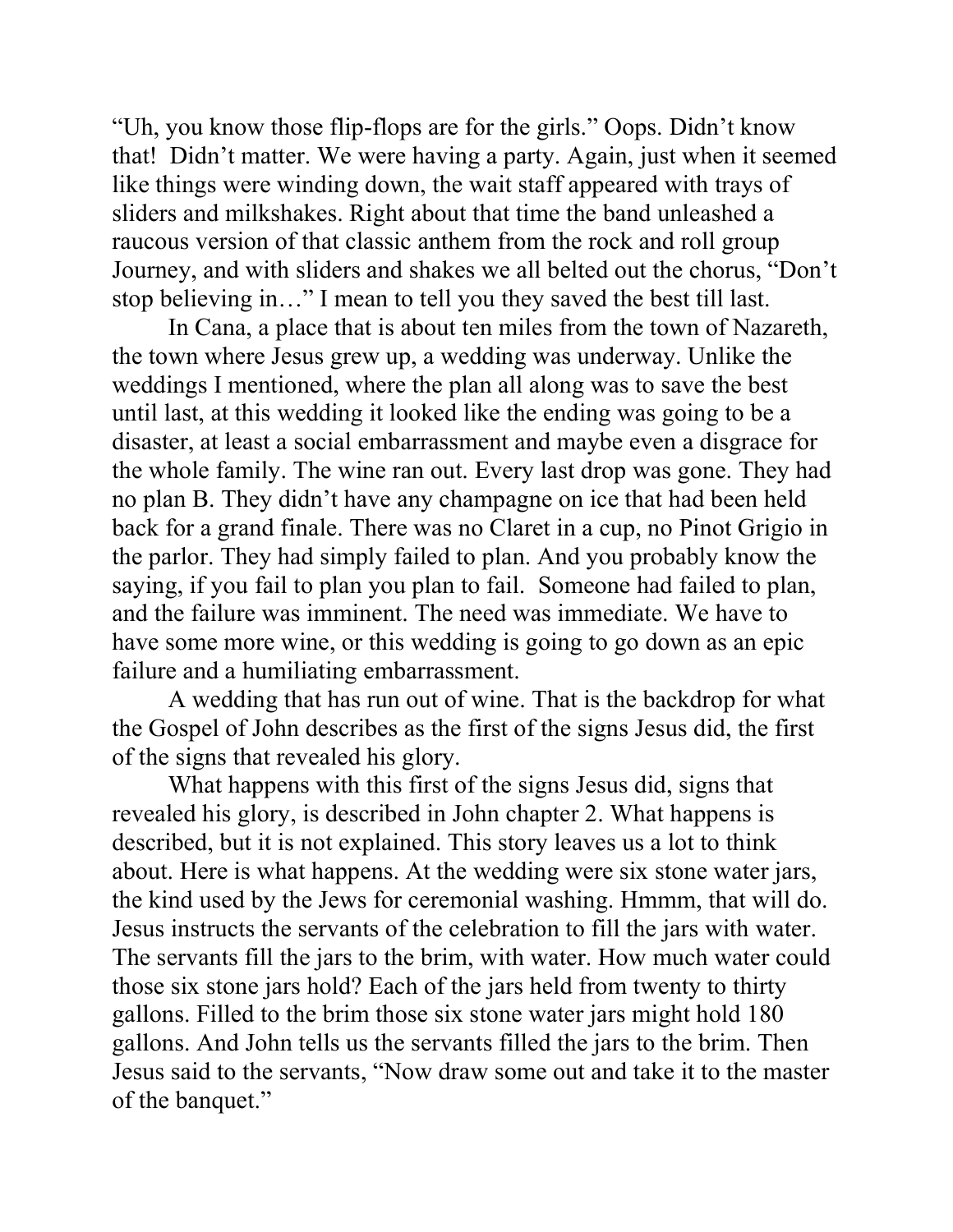"Uh, you know those flip-flops are for the girls." Oops. Didn't know that! Didn't matter. We were having a party. Again, just when it seemed like things were winding down, the wait staff appeared with trays of sliders and milkshakes. Right about that time the band unleashed a raucous version of that classic anthem from the rock and roll group Journey, and with sliders and shakes we all belted out the chorus, "Don't stop believing in…" I mean to tell you they saved the best till last.

In Cana, a place that is about ten miles from the town of Nazareth, the town where Jesus grew up, a wedding was underway. Unlike the weddings I mentioned, where the plan all along was to save the best until last, at this wedding it looked like the ending was going to be a disaster, at least a social embarrassment and maybe even a disgrace for the whole family. The wine ran out. Every last drop was gone. They had no plan B. They didn't have any champagne on ice that had been held back for a grand finale. There was no Claret in a cup, no Pinot Grigio in the parlor. They had simply failed to plan. And you probably know the saying, if you fail to plan you plan to fail. Someone had failed to plan, and the failure was imminent. The need was immediate. We have to have some more wine, or this wedding is going to go down as an epic failure and a humiliating embarrassment.

A wedding that has run out of wine. That is the backdrop for what the Gospel of John describes as the first of the signs Jesus did, the first of the signs that revealed his glory.

What happens with this first of the signs Jesus did, signs that revealed his glory, is described in John chapter 2. What happens is described, but it is not explained. This story leaves us a lot to think about. Here is what happens. At the wedding were six stone water jars, the kind used by the Jews for ceremonial washing. Hmmm, that will do. Jesus instructs the servants of the celebration to fill the jars with water. The servants fill the jars to the brim, with water. How much water could those six stone jars hold? Each of the jars held from twenty to thirty gallons. Filled to the brim those six stone water jars might hold 180 gallons. And John tells us the servants filled the jars to the brim. Then Jesus said to the servants, "Now draw some out and take it to the master of the banquet."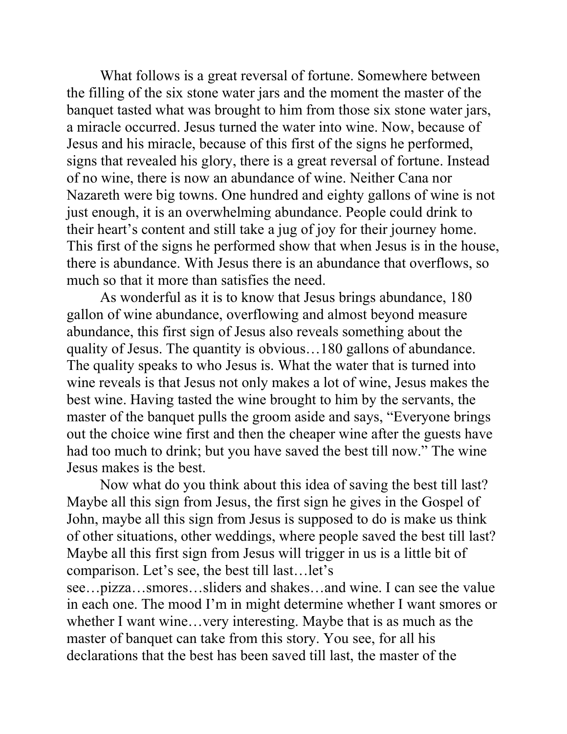What follows is a great reversal of fortune. Somewhere between the filling of the six stone water jars and the moment the master of the banquet tasted what was brought to him from those six stone water jars, a miracle occurred. Jesus turned the water into wine. Now, because of Jesus and his miracle, because of this first of the signs he performed, signs that revealed his glory, there is a great reversal of fortune. Instead of no wine, there is now an abundance of wine. Neither Cana nor Nazareth were big towns. One hundred and eighty gallons of wine is not just enough, it is an overwhelming abundance. People could drink to their heart's content and still take a jug of joy for their journey home. This first of the signs he performed show that when Jesus is in the house, there is abundance. With Jesus there is an abundance that overflows, so much so that it more than satisfies the need.

As wonderful as it is to know that Jesus brings abundance, 180 gallon of wine abundance, overflowing and almost beyond measure abundance, this first sign of Jesus also reveals something about the quality of Jesus. The quantity is obvious…180 gallons of abundance. The quality speaks to who Jesus is. What the water that is turned into wine reveals is that Jesus not only makes a lot of wine, Jesus makes the best wine. Having tasted the wine brought to him by the servants, the master of the banquet pulls the groom aside and says, "Everyone brings out the choice wine first and then the cheaper wine after the guests have had too much to drink; but you have saved the best till now." The wine Jesus makes is the best.

Now what do you think about this idea of saving the best till last? Maybe all this sign from Jesus, the first sign he gives in the Gospel of John, maybe all this sign from Jesus is supposed to do is make us think of other situations, other weddings, where people saved the best till last? Maybe all this first sign from Jesus will trigger in us is a little bit of comparison. Let's see, the best till last…let's see…pizza…smores…sliders and shakes…and wine. I can see the value in each one. The mood I'm in might determine whether I want smores or whether I want wine…very interesting. Maybe that is as much as the master of banquet can take from this story. You see, for all his declarations that the best has been saved till last, the master of the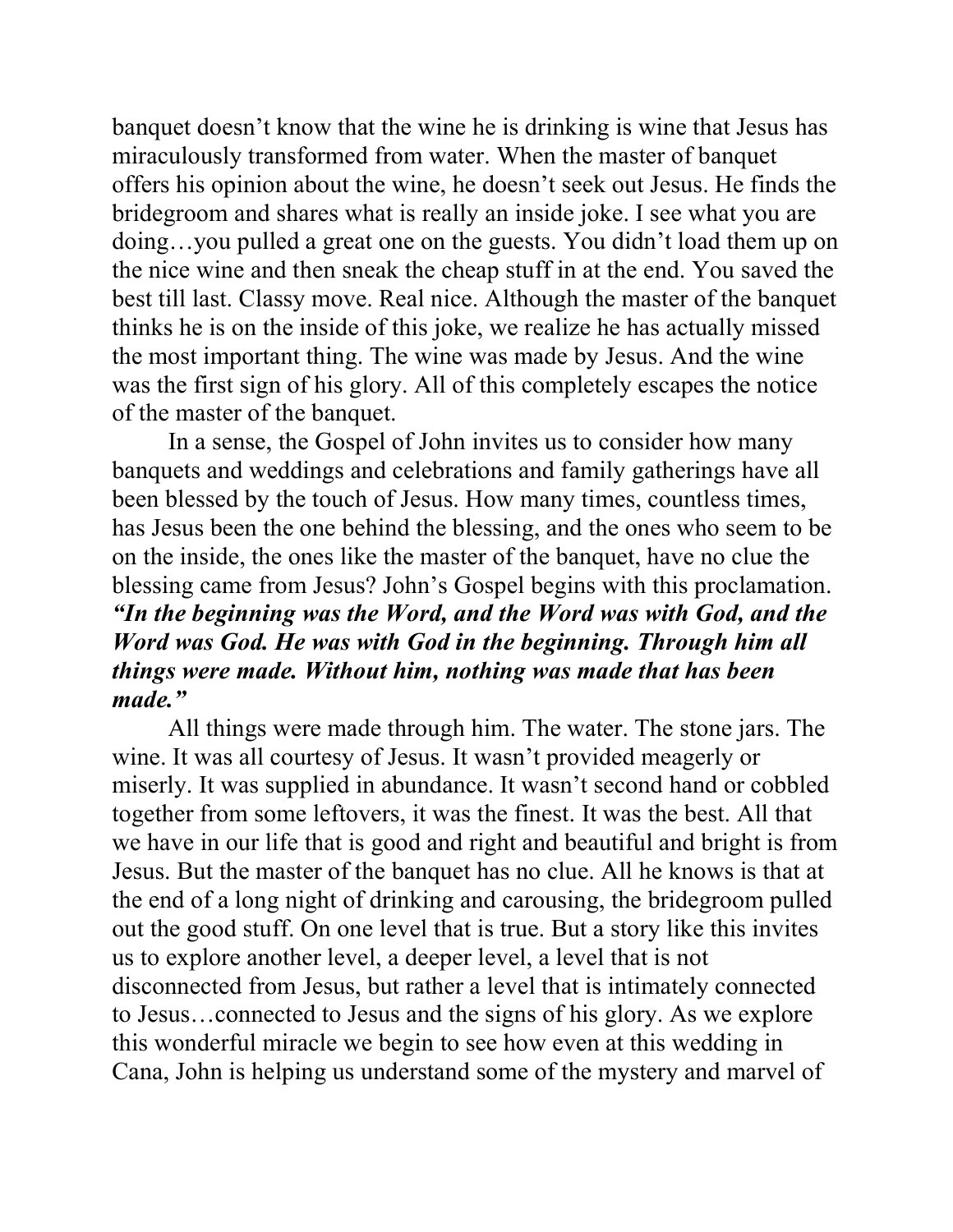banquet doesn't know that the wine he is drinking is wine that Jesus has miraculously transformed from water. When the master of banquet offers his opinion about the wine, he doesn't seek out Jesus. He finds the bridegroom and shares what is really an inside joke. I see what you are doing…you pulled a great one on the guests. You didn't load them up on the nice wine and then sneak the cheap stuff in at the end. You saved the best till last. Classy move. Real nice. Although the master of the banquet thinks he is on the inside of this joke, we realize he has actually missed the most important thing. The wine was made by Jesus. And the wine was the first sign of his glory. All of this completely escapes the notice of the master of the banquet.

In a sense, the Gospel of John invites us to consider how many banquets and weddings and celebrations and family gatherings have all been blessed by the touch of Jesus. How many times, countless times, has Jesus been the one behind the blessing, and the ones who seem to be on the inside, the ones like the master of the banquet, have no clue the blessing came from Jesus? John's Gospel begins with this proclamation. ***"In the beginning was the Word, and the Word was with God, and the Word was God. He was with God in the beginning. Through him all things were made. Without him, nothing was made that has been made."***

All things were made through him. The water. The stone jars. The wine. It was all courtesy of Jesus. It wasn't provided meagerly or miserly. It was supplied in abundance. It wasn't second hand or cobbled together from some leftovers, it was the finest. It was the best. All that we have in our life that is good and right and beautiful and bright is from Jesus. But the master of the banquet has no clue. All he knows is that at the end of a long night of drinking and carousing, the bridegroom pulled out the good stuff. On one level that is true. But a story like this invites us to explore another level, a deeper level, a level that is not disconnected from Jesus, but rather a level that is intimately connected to Jesus…connected to Jesus and the signs of his glory. As we explore this wonderful miracle we begin to see how even at this wedding in Cana, John is helping us understand some of the mystery and marvel of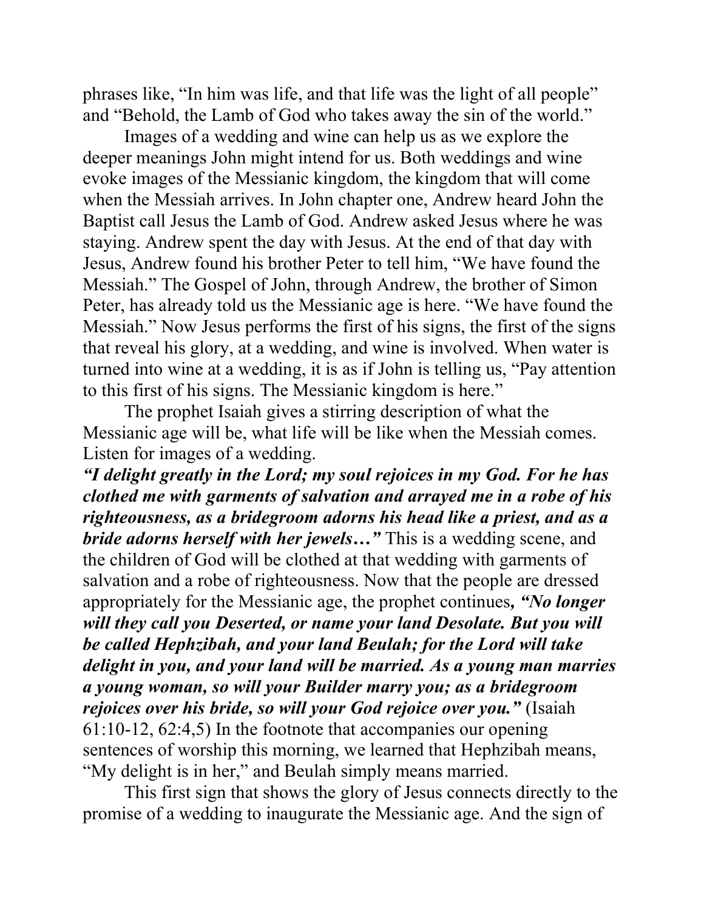phrases like, "In him was life, and that life was the light of all people" and "Behold, the Lamb of God who takes away the sin of the world."

Images of a wedding and wine can help us as we explore the deeper meanings John might intend for us. Both weddings and wine evoke images of the Messianic kingdom, the kingdom that will come when the Messiah arrives. In John chapter one, Andrew heard John the Baptist call Jesus the Lamb of God. Andrew asked Jesus where he was staying. Andrew spent the day with Jesus. At the end of that day with Jesus, Andrew found his brother Peter to tell him, "We have found the Messiah." The Gospel of John, through Andrew, the brother of Simon Peter, has already told us the Messianic age is here. "We have found the Messiah." Now Jesus performs the first of his signs, the first of the signs that reveal his glory, at a wedding, and wine is involved. When water is turned into wine at a wedding, it is as if John is telling us, "Pay attention to this first of his signs. The Messianic kingdom is here."

The prophet Isaiah gives a stirring description of what the Messianic age will be, what life will be like when the Messiah comes. Listen for images of a wedding.

***"I delight greatly in the Lord; my soul rejoices in my God. For he has clothed me with garments of salvation and arrayed me in a robe of his righteousness, as a bridegroom adorns his head like a priest, and as a bride adorns herself with her jewels…"*** This is a wedding scene, and the children of God will be clothed at that wedding with garments of salvation and a robe of righteousness. Now that the people are dressed appropriately for the Messianic age, the prophet continues***, "No longer will they call you Deserted, or name your land Desolate. But you will be called Hephzibah, and your land Beulah; for the Lord will take delight in you, and your land will be married. As a young man marries a young woman, so will your Builder marry you; as a bridegroom rejoices over his bride, so will your God rejoice over you."*** (Isaiah 61:10-12, 62:4,5) In the footnote that accompanies our opening sentences of worship this morning, we learned that Hephzibah means, "My delight is in her," and Beulah simply means married.

This first sign that shows the glory of Jesus connects directly to the promise of a wedding to inaugurate the Messianic age. And the sign of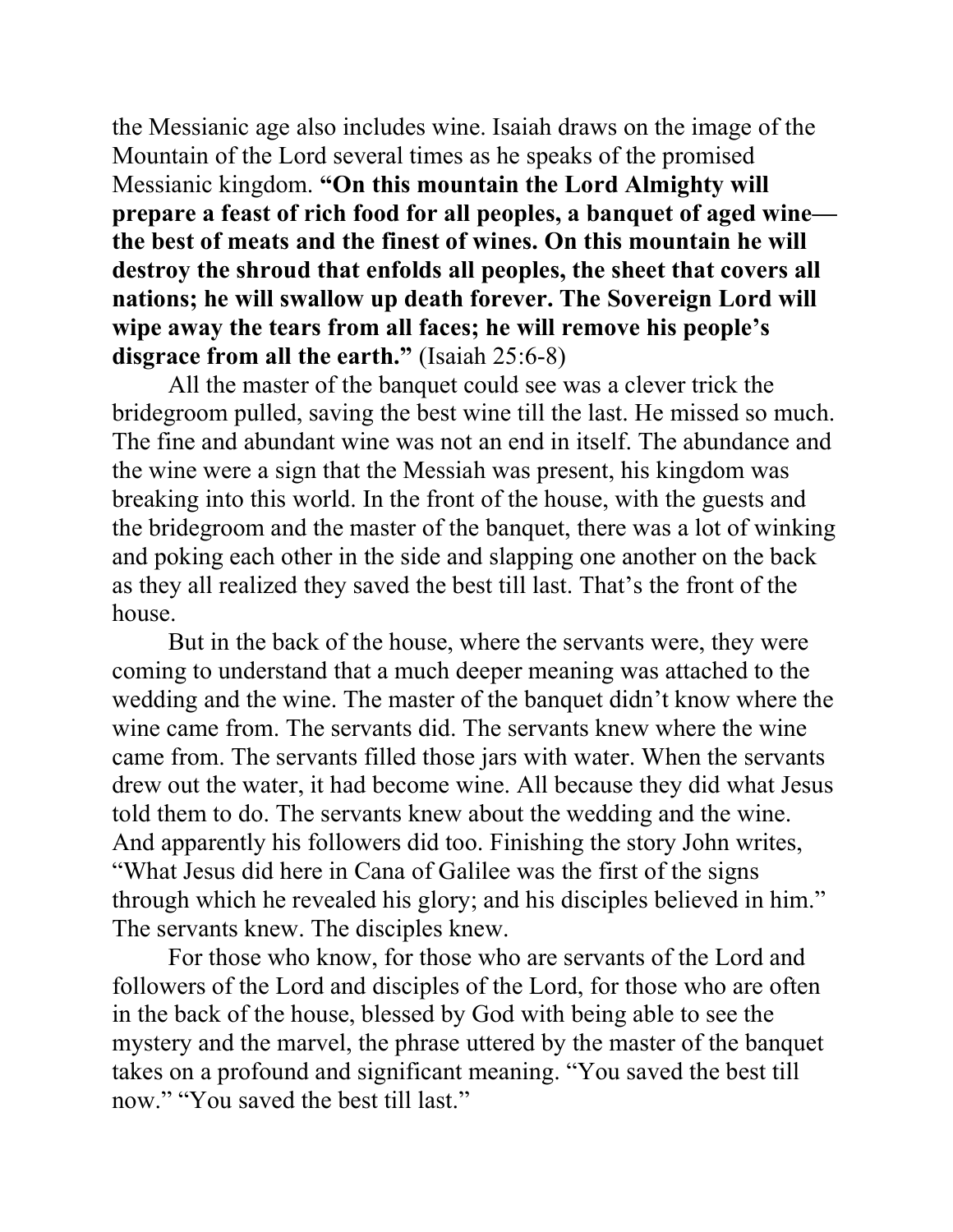the Messianic age also includes wine. Isaiah draws on the image of the Mountain of the Lord several times as he speaks of the promised Messianic kingdom. **"On this mountain the Lord Almighty will prepare a feast of rich food for all peoples, a banquet of aged wine—the best of meats and the finest of wines. On this mountain he will destroy the shroud that enfolds all peoples, the sheet that covers all nations; he will swallow up death forever. The Sovereign Lord will wipe away the tears from all faces; he will remove his people's disgrace from all the earth."** (Isaiah 25:6-8)

All the master of the banquet could see was a clever trick the bridegroom pulled, saving the best wine till the last. He missed so much. The fine and abundant wine was not an end in itself. The abundance and the wine were a sign that the Messiah was present, his kingdom was breaking into this world. In the front of the house, with the guests and the bridegroom and the master of the banquet, there was a lot of winking and poking each other in the side and slapping one another on the back as they all realized they saved the best till last. That's the front of the house.

But in the back of the house, where the servants were, they were coming to understand that a much deeper meaning was attached to the wedding and the wine. The master of the banquet didn't know where the wine came from. The servants did. The servants knew where the wine came from. The servants filled those jars with water. When the servants drew out the water, it had become wine. All because they did what Jesus told them to do. The servants knew about the wedding and the wine. And apparently his followers did too. Finishing the story John writes, "What Jesus did here in Cana of Galilee was the first of the signs through which he revealed his glory; and his disciples believed in him." The servants knew. The disciples knew.

For those who know, for those who are servants of the Lord and followers of the Lord and disciples of the Lord, for those who are often in the back of the house, blessed by God with being able to see the mystery and the marvel, the phrase uttered by the master of the banquet takes on a profound and significant meaning. "You saved the best till now." "You saved the best till last."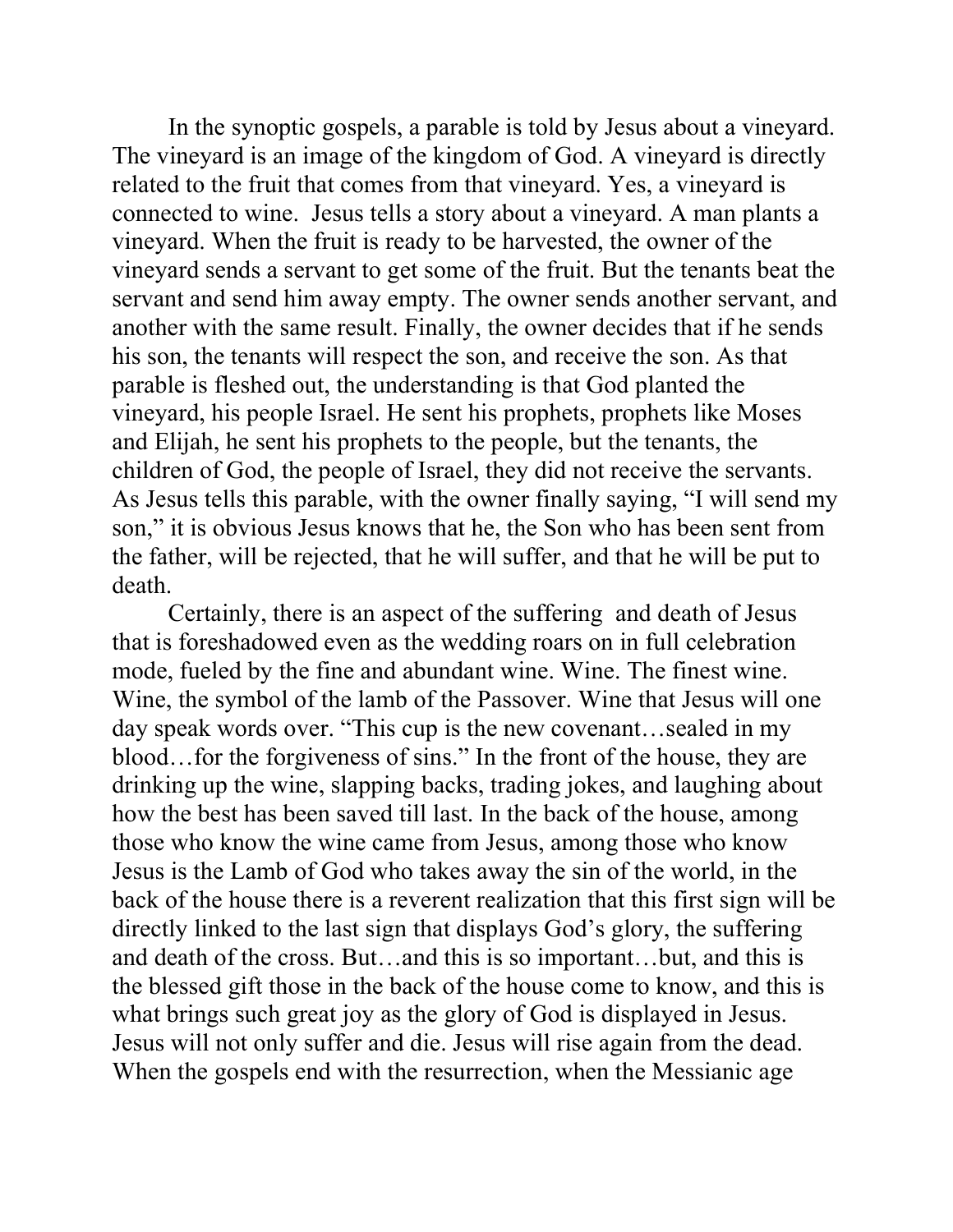In the synoptic gospels, a parable is told by Jesus about a vineyard. The vineyard is an image of the kingdom of God. A vineyard is directly related to the fruit that comes from that vineyard. Yes, a vineyard is connected to wine. Jesus tells a story about a vineyard. A man plants a vineyard. When the fruit is ready to be harvested, the owner of the vineyard sends a servant to get some of the fruit. But the tenants beat the servant and send him away empty. The owner sends another servant, and another with the same result. Finally, the owner decides that if he sends his son, the tenants will respect the son, and receive the son. As that parable is fleshed out, the understanding is that God planted the vineyard, his people Israel. He sent his prophets, prophets like Moses and Elijah, he sent his prophets to the people, but the tenants, the children of God, the people of Israel, they did not receive the servants. As Jesus tells this parable, with the owner finally saying, "I will send my son," it is obvious Jesus knows that he, the Son who has been sent from the father, will be rejected, that he will suffer, and that he will be put to death.

Certainly, there is an aspect of the suffering and death of Jesus that is foreshadowed even as the wedding roars on in full celebration mode, fueled by the fine and abundant wine. Wine. The finest wine. Wine, the symbol of the lamb of the Passover. Wine that Jesus will one day speak words over. "This cup is the new covenant…sealed in my blood…for the forgiveness of sins." In the front of the house, they are drinking up the wine, slapping backs, trading jokes, and laughing about how the best has been saved till last. In the back of the house, among those who know the wine came from Jesus, among those who know Jesus is the Lamb of God who takes away the sin of the world, in the back of the house there is a reverent realization that this first sign will be directly linked to the last sign that displays God's glory, the suffering and death of the cross. But…and this is so important…but, and this is the blessed gift those in the back of the house come to know, and this is what brings such great joy as the glory of God is displayed in Jesus. Jesus will not only suffer and die. Jesus will rise again from the dead. When the gospels end with the resurrection, when the Messianic age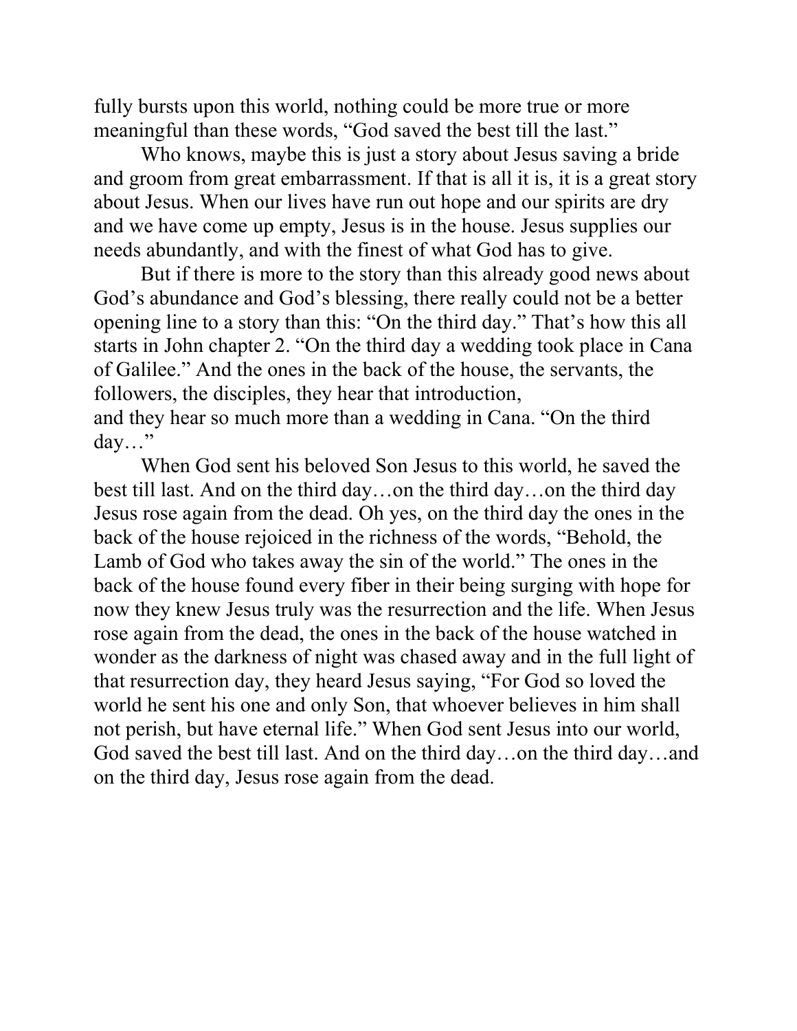fully bursts upon this world, nothing could be more true or more meaningful than these words, "God saved the best till the last."

Who knows, maybe this is just a story about Jesus saving a bride and groom from great embarrassment. If that is all it is, it is a great story about Jesus. When our lives have run out hope and our spirits are dry and we have come up empty, Jesus is in the house. Jesus supplies our needs abundantly, and with the finest of what God has to give.

But if there is more to the story than this already good news about God's abundance and God's blessing, there really could not be a better opening line to a story than this: "On the third day." That's how this all starts in John chapter 2. "On the third day a wedding took place in Cana of Galilee." And the ones in the back of the house, the servants, the followers, the disciples, they hear that introduction, and they hear so much more than a wedding in Cana. "On the third day…"

When God sent his beloved Son Jesus to this world, he saved the best till last. And on the third day…on the third day…on the third day Jesus rose again from the dead. Oh yes, on the third day the ones in the back of the house rejoiced in the richness of the words, "Behold, the Lamb of God who takes away the sin of the world." The ones in the back of the house found every fiber in their being surging with hope for now they knew Jesus truly was the resurrection and the life. When Jesus rose again from the dead, the ones in the back of the house watched in wonder as the darkness of night was chased away and in the full light of that resurrection day, they heard Jesus saying, "For God so loved the world he sent his one and only Son, that whoever believes in him shall not perish, but have eternal life." When God sent Jesus into our world, God saved the best till last. And on the third day…on the third day…and on the third day, Jesus rose again from the dead.